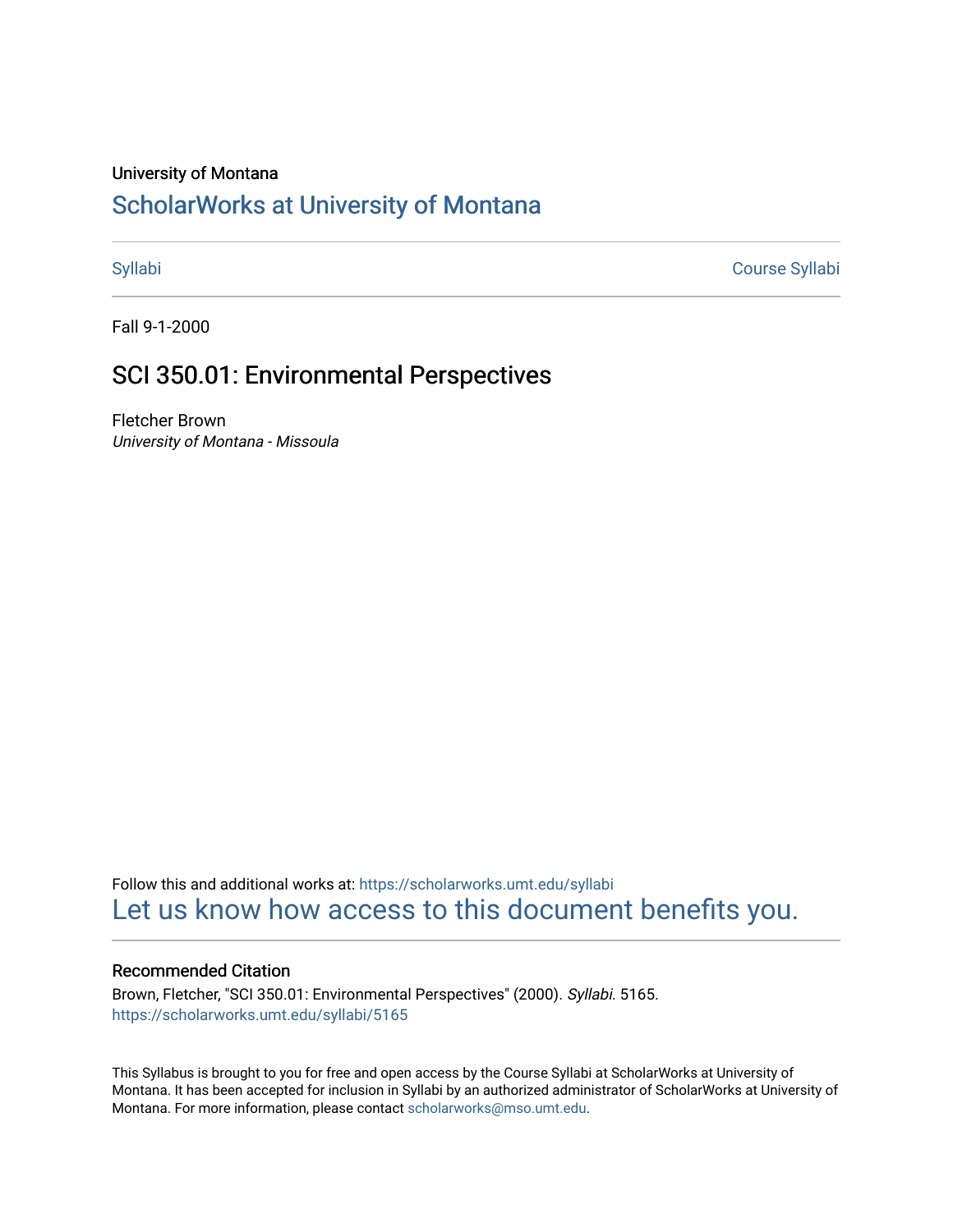University of Montana

# ScholarWorks at University of Montana

Syllabi                                                                                                    Course Syllabi

Fall 9-1-2000

## SCI 350.01: Environmental Perspectives

Fletcher Brown
*University of Montana - Missoula*

Follow this and additional works at: https://scholarworks.umt.edu/syllabi

Let us know how access to this document benefits you.

### Recommended Citation

Brown, Fletcher, "SCI 350.01: Environmental Perspectives" (2000). *Syllabi*. 5165.
https://scholarworks.umt.edu/syllabi/5165

This Syllabus is brought to you for free and open access by the Course Syllabi at ScholarWorks at University of Montana. It has been accepted for inclusion in Syllabi by an authorized administrator of ScholarWorks at University of Montana. For more information, please contact scholarworks@mso.umt.edu.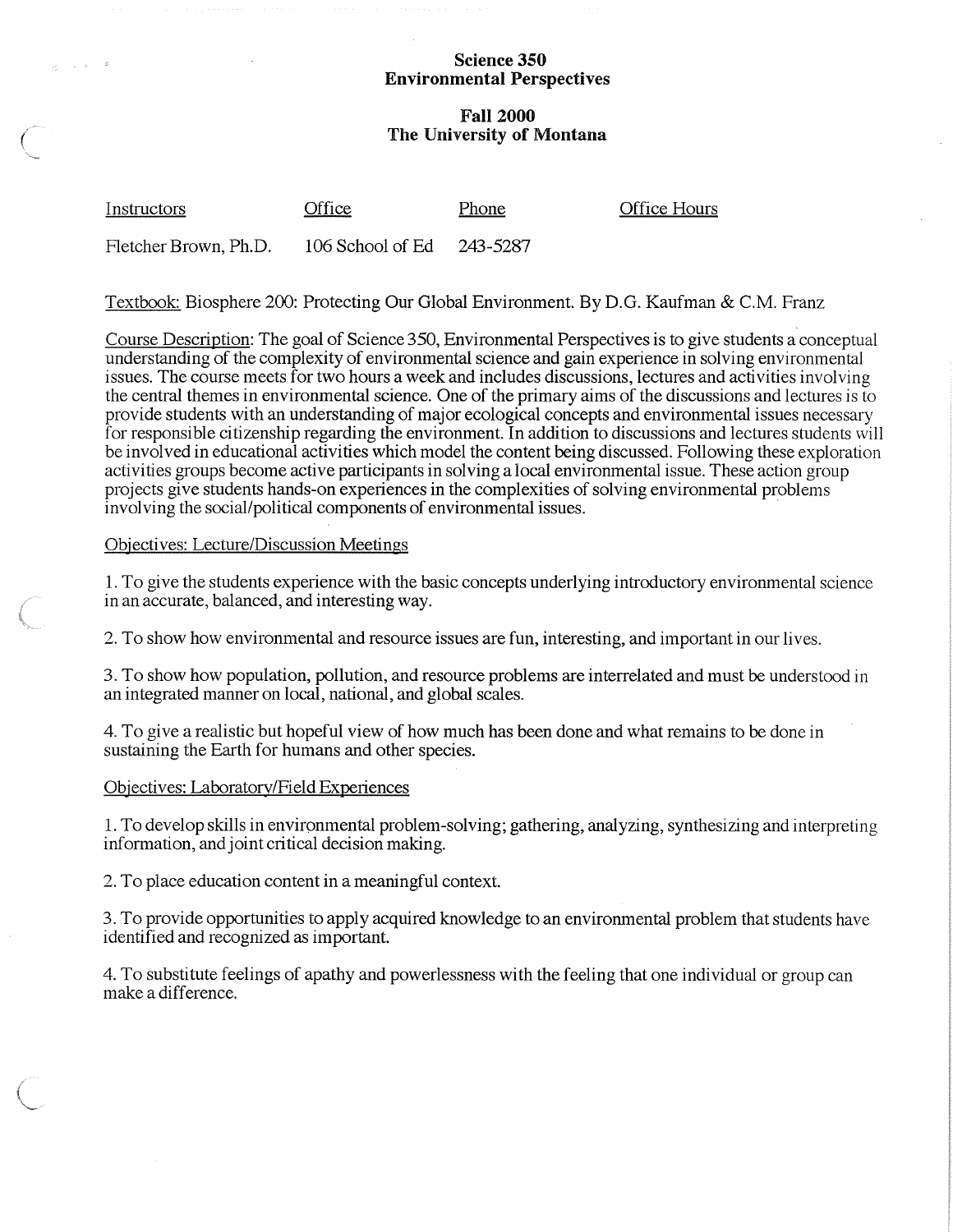**Science 350**
**Environmental Perspectives**

**Fall 2000**
**The University of Montana**

| Instructors | Office | Phone | Office Hours |
|---|---|---|---|
| Fletcher Brown, Ph.D. | 106 School of Ed | 243-5287 | |

Textbook: Biosphere 200: Protecting Our Global Environment. By D.G. Kaufman & C.M. Franz

Course Description: The goal of Science 350, Environmental Perspectives is to give students a conceptual understanding of the complexity of environmental science and gain experience in solving environmental issues. The course meets for two hours a week and includes discussions, lectures and activities involving the central themes in environmental science. One of the primary aims of the discussions and lectures is to provide students with an understanding of major ecological concepts and environmental issues necessary for responsible citizenship regarding the environment. In addition to discussions and lectures students will be involved in educational activities which model the content being discussed. Following these exploration activities groups become active participants in solving a local environmental issue. These action group projects give students hands-on experiences in the complexities of solving environmental problems involving the social/political components of environmental issues.

Objectives: Lecture/Discussion Meetings

1. To give the students experience with the basic concepts underlying introductory environmental science in an accurate, balanced, and interesting way.

2. To show how environmental and resource issues are fun, interesting, and important in our lives.

3. To show how population, pollution, and resource problems are interrelated and must be understood in an integrated manner on local, national, and global scales.

4. To give a realistic but hopeful view of how much has been done and what remains to be done in sustaining the Earth for humans and other species.

Objectives: Laboratory/Field Experiences

1. To develop skills in environmental problem-solving; gathering, analyzing, synthesizing and interpreting information, and joint critical decision making.

2. To place education content in a meaningful context.

3. To provide opportunities to apply acquired knowledge to an environmental problem that students have identified and recognized as important.

4. To substitute feelings of apathy and powerlessness with the feeling that one individual or group can make a difference.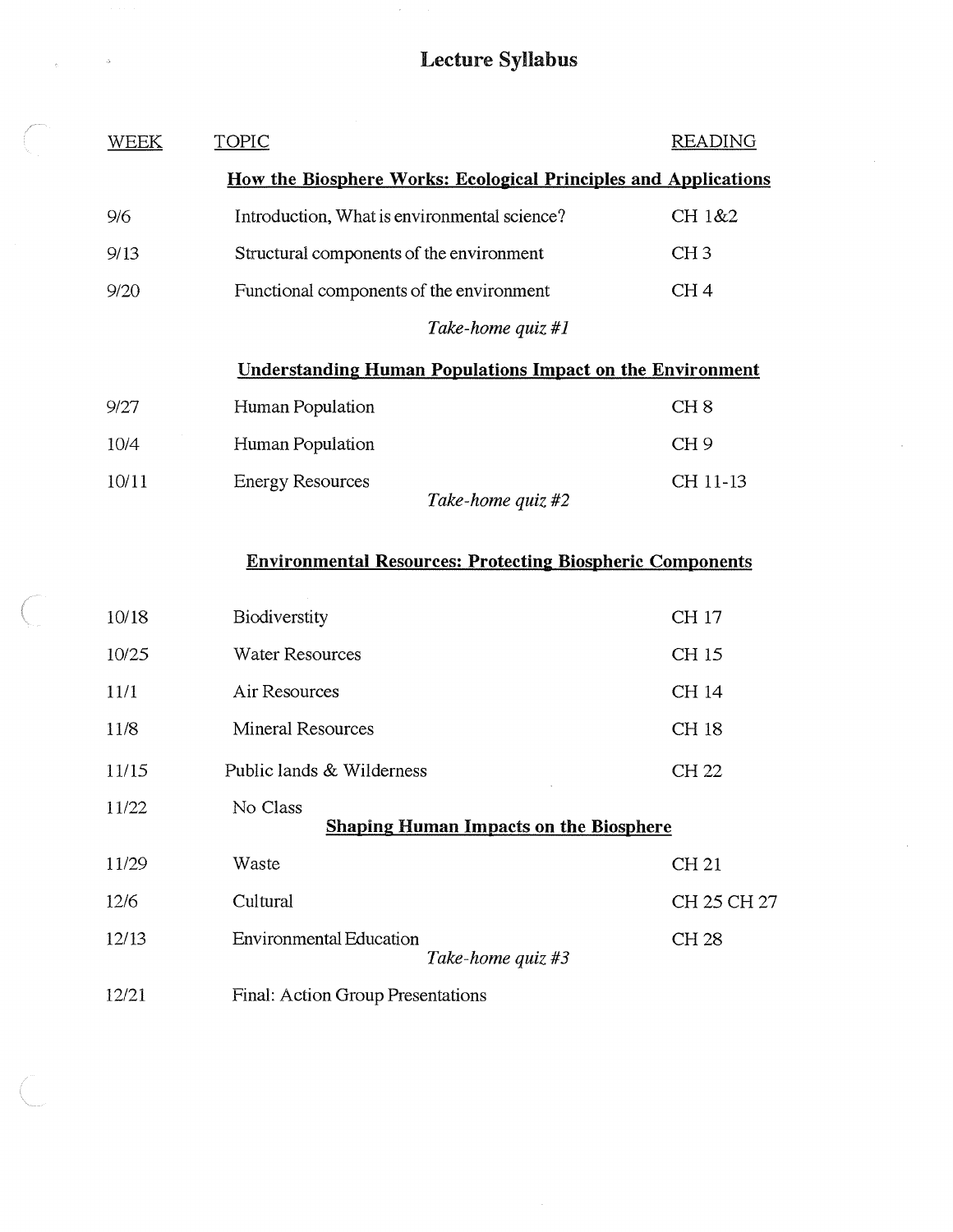# Lecture Syllabus

| WEEK | TOPIC | READING |
|---|---|---|
| | **How the Biosphere Works: Ecological Principles and Applications** | |
| 9/6 | Introduction, What is environmental science? | CH 1&2 |
| 9/13 | Structural components of the environment | CH 3 |
| 9/20 | Functional components of the environment | CH 4 |
| | *Take-home quiz #1* | |
| | **Understanding Human Populations Impact on the Environment** | |
| 9/27 | Human Population | CH 8 |
| 10/4 | Human Population | CH 9 |
| 10/11 | Energy Resources | CH 11-13 |
| | *Take-home quiz #2* | |
| | **Environmental Resources: Protecting Biospheric Components** | |
| 10/18 | Biodiverstity | CH 17 |
| 10/25 | Water Resources | CH 15 |
| 11/1 | Air Resources | CH 14 |
| 11/8 | Mineral Resources | CH 18 |
| 11/15 | Public lands & Wilderness | CH 22 |
| 11/22 | No Class | |
| | **Shaping Human Impacts on the Biosphere** | |
| 11/29 | Waste | CH 21 |
| 12/6 | Cultural | CH 25 CH 27 |
| 12/13 | Environmental Education | CH 28 |
| | *Take-home quiz #3* | |
| 12/21 | Final: Action Group Presentations | |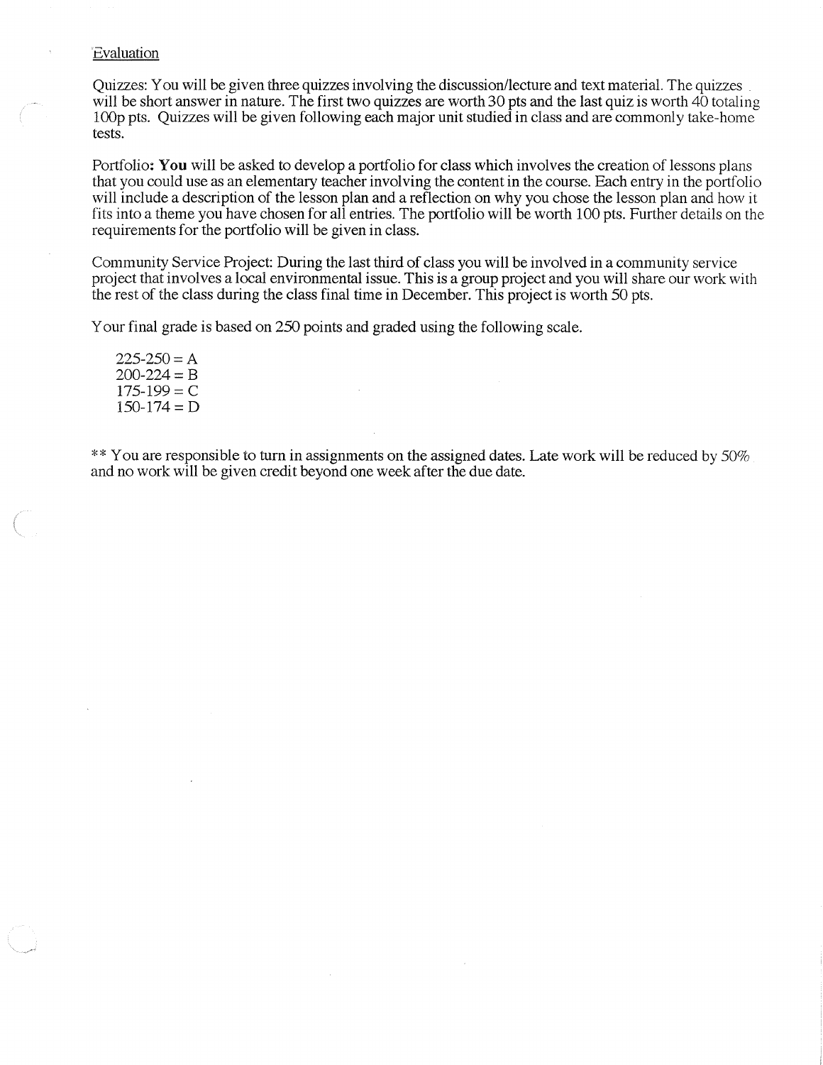Evaluation

Quizzes: You will be given three quizzes involving the discussion/lecture and text material. The quizzes will be short answer in nature. The first two quizzes are worth 30 pts and the last quiz is worth 40 totaling 100p pts. Quizzes will be given following each major unit studied in class and are commonly take-home tests.

Portfolio: **You** will be asked to develop a portfolio for class which involves the creation of lessons plans that you could use as an elementary teacher involving the content in the course. Each entry in the portfolio will include a description of the lesson plan and a reflection on why you chose the lesson plan and how it fits into a theme you have chosen for all entries. The portfolio will be worth 100 pts. Further details on the requirements for the portfolio will be given in class.

Community Service Project: During the last third of class you will be involved in a community service project that involves a local environmental issue. This is a group project and you will share our work with the rest of the class during the class final time in December. This project is worth 50 pts.

Your final grade is based on 250 points and graded using the following scale.

225-250 = A
200-224 = B
175-199 = C
150-174 = D

** You are responsible to turn in assignments on the assigned dates. Late work will be reduced by 50% and no work will be given credit beyond one week after the due date.